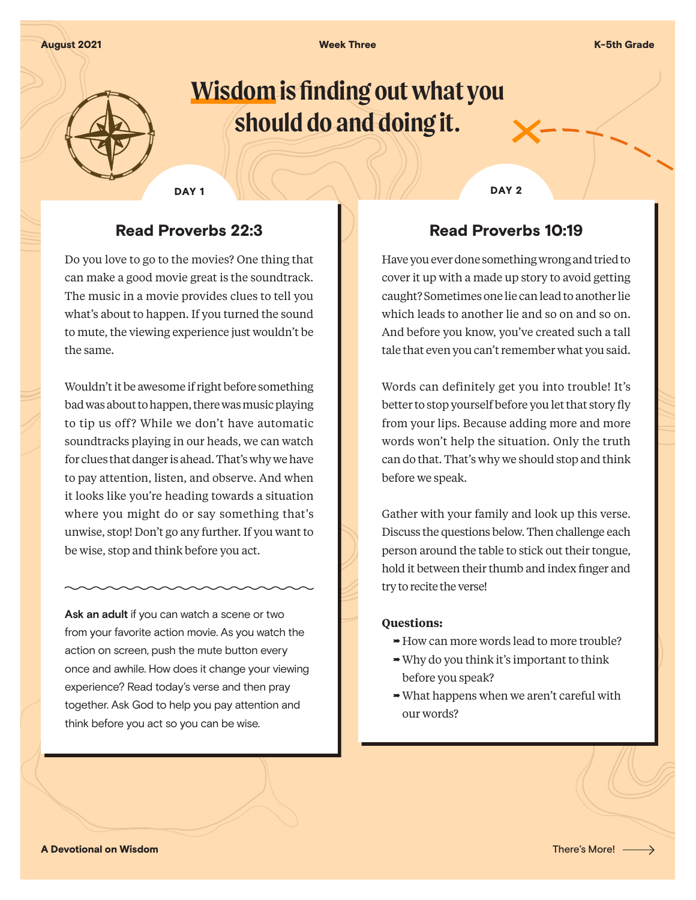# Wisdom is finding out what you should do and doing it.

## DAY 1

### Read Proverbs 22:3

Do you love to go to the movies? One thing that can make a good movie great is the soundtrack. The music in a movie provides clues to tell you what's about to happen. If you turned the sound to mute, the viewing experience just wouldn't be the same.

Wouldn't it be awesome if right before something bad was about to happen, there was music playing to tip us off? While we don't have automatic soundtracks playing in our heads, we can watch for clues that danger is ahead. That's why we have to pay attention, listen, and observe. And when it looks like you're heading towards a situation where you might do or say something that's unwise, stop! Don't go any further. If you want to be wise, stop and think before you act.

**Ask an adult** if you can watch a scene or two from your favorite action movie. As you watch the action on screen, push the mute button every once and awhile. How does it change your viewing experience? Read today's verse and then pray together. Ask God to help you pay attention and think before you act so you can be wise.

## DAY 2

### Read Proverbs 10:19

Have you ever done something wrong and tried to cover it up with a made up story to avoid getting caught? Sometimes one lie can lead to another lie which leads to another lie and so on and so on. And before you know, you've created such a tall tale that even you can't remember what you said.

Words can definitely get you into trouble! It's better to stop yourself before you let that story fly from your lips. Because adding more and more words won't help the situation. Only the truth can do that. That's why we should stop and think before we speak.

Gather with your family and look up this verse. Discuss the questions below. Then challenge each person around the table to stick out their tongue, hold it between their thumb and index finger and try to recite the verse!

**Questions:**

- How can more words lead to more trouble?
- Why do you think it's important to think before you speak?
- What happens when we aren't careful with our words?

There's More!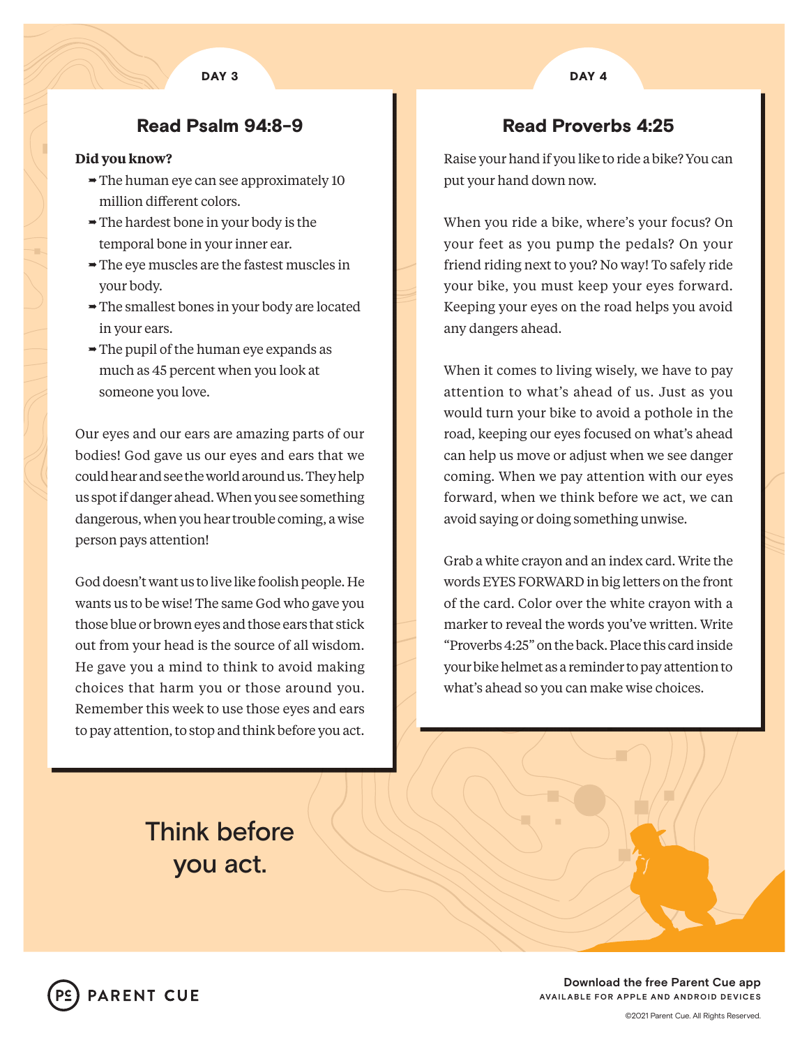## DAY 3

### Read Psalm 94:8-9

**Did you know?**

- The human eye can see approximately 10 million different colors.
- The hardest bone in your body is the temporal bone in your inner ear.
- The eye muscles are the fastest muscles in your body.
- The smallest bones in your body are located in your ears.
- The pupil of the human eye expands as much as 45 percent when you look at someone you love.

Our eyes and our ears are amazing parts of our bodies! God gave us our eyes and ears that we could hear and see the world around us. They help us spot if danger ahead. When you see something dangerous, when you hear trouble coming, a wise person pays attention!

God doesn't want us to live like foolish people. He wants us to be wise! The same God who gave you those blue or brown eyes and those ears that stick out from your head is the source of all wisdom. He gave you a mind to think to avoid making choices that harm you or those around you. Remember this week to use those eyes and ears to pay attention, to stop and think before you act.

## DAY 4

### Read Proverbs 4:25

Raise your hand if you like to ride a bike? You can put your hand down now.

When you ride a bike, where's your focus? On your feet as you pump the pedals? On your friend riding next to you? No way! To safely ride your bike, you must keep your eyes forward. Keeping your eyes on the road helps you avoid any dangers ahead.

When it comes to living wisely, we have to pay attention to what's ahead of us. Just as you would turn your bike to avoid a pothole in the road, keeping our eyes focused on what's ahead can help us move or adjust when we see danger coming. When we pay attention with our eyes forward, when we think before we act, we can avoid saying or doing something unwise.

Grab a white crayon and an index card. Write the words EYES FORWARD in big letters on the front of the card. Color over the white crayon with a marker to reveal the words you've written. Write "Proverbs 4:25" on the back. Place this card inside your bike helmet as a reminder to pay attention to what's ahead so you can make wise choices.

Think before you act.

PARENT CUE

Download the free Parent Cue app
AVAILABLE FOR APPLE AND ANDROID DEVICES

©2021 Parent Cue. All Rights Reserved.